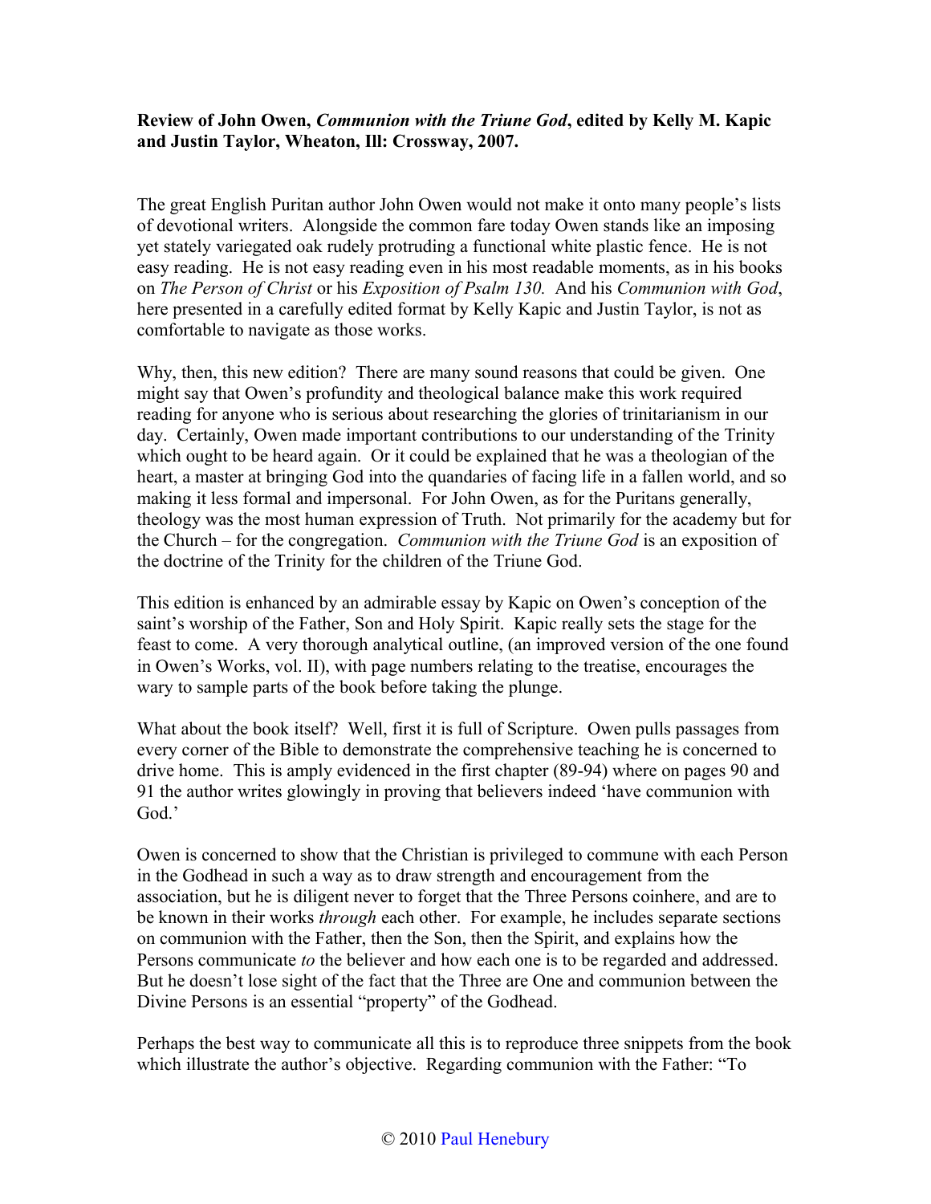**Review of John Owen, *Communion with the Triune God*, edited by Kelly M. Kapic and Justin Taylor, Wheaton, Ill: Crossway, 2007.**

The great English Puritan author John Owen would not make it onto many people's lists of devotional writers. Alongside the common fare today Owen stands like an imposing yet stately variegated oak rudely protruding a functional white plastic fence. He is not easy reading. He is not easy reading even in his most readable moments, as in his books on *The Person of Christ* or his *Exposition of Psalm 130.* And his *Communion with God*, here presented in a carefully edited format by Kelly Kapic and Justin Taylor, is not as comfortable to navigate as those works.

Why, then, this new edition? There are many sound reasons that could be given. One might say that Owen's profundity and theological balance make this work required reading for anyone who is serious about researching the glories of trinitarianism in our day. Certainly, Owen made important contributions to our understanding of the Trinity which ought to be heard again. Or it could be explained that he was a theologian of the heart, a master at bringing God into the quandaries of facing life in a fallen world, and so making it less formal and impersonal. For John Owen, as for the Puritans generally, theology was the most human expression of Truth. Not primarily for the academy but for the Church – for the congregation. *Communion with the Triune God* is an exposition of the doctrine of the Trinity for the children of the Triune God.

This edition is enhanced by an admirable essay by Kapic on Owen's conception of the saint's worship of the Father, Son and Holy Spirit. Kapic really sets the stage for the feast to come. A very thorough analytical outline, (an improved version of the one found in Owen's Works, vol. II), with page numbers relating to the treatise, encourages the wary to sample parts of the book before taking the plunge.

What about the book itself? Well, first it is full of Scripture. Owen pulls passages from every corner of the Bible to demonstrate the comprehensive teaching he is concerned to drive home. This is amply evidenced in the first chapter (89-94) where on pages 90 and 91 the author writes glowingly in proving that believers indeed 'have communion with God.'

Owen is concerned to show that the Christian is privileged to commune with each Person in the Godhead in such a way as to draw strength and encouragement from the association, but he is diligent never to forget that the Three Persons coinhere, and are to be known in their works *through* each other. For example, he includes separate sections on communion with the Father, then the Son, then the Spirit, and explains how the Persons communicate *to* the believer and how each one is to be regarded and addressed. But he doesn't lose sight of the fact that the Three are One and communion between the Divine Persons is an essential "property" of the Godhead.

Perhaps the best way to communicate all this is to reproduce three snippets from the book which illustrate the author's objective. Regarding communion with the Father: "To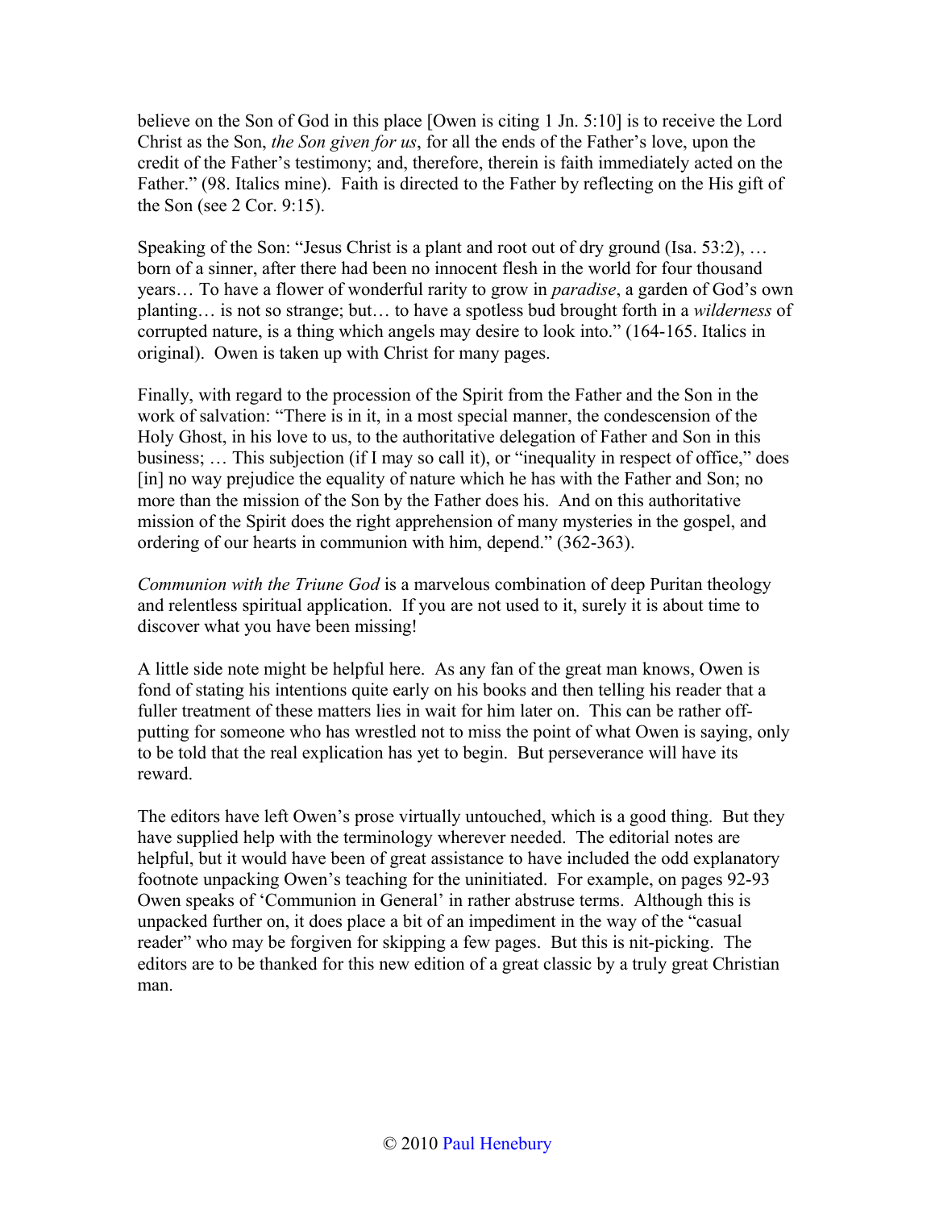believe on the Son of God in this place [Owen is citing 1 Jn. 5:10] is to receive the Lord Christ as the Son, *the Son given for us*, for all the ends of the Father's love, upon the credit of the Father's testimony; and, therefore, therein is faith immediately acted on the Father." (98. Italics mine). Faith is directed to the Father by reflecting on the His gift of the Son (see 2 Cor. 9:15).

Speaking of the Son: "Jesus Christ is a plant and root out of dry ground (Isa. 53:2), … born of a sinner, after there had been no innocent flesh in the world for four thousand years… To have a flower of wonderful rarity to grow in *paradise*, a garden of God's own planting… is not so strange; but… to have a spotless bud brought forth in a *wilderness* of corrupted nature, is a thing which angels may desire to look into." (164-165. Italics in original). Owen is taken up with Christ for many pages.

Finally, with regard to the procession of the Spirit from the Father and the Son in the work of salvation: "There is in it, in a most special manner, the condescension of the Holy Ghost, in his love to us, to the authoritative delegation of Father and Son in this business; … This subjection (if I may so call it), or "inequality in respect of office," does [in] no way prejudice the equality of nature which he has with the Father and Son; no more than the mission of the Son by the Father does his. And on this authoritative mission of the Spirit does the right apprehension of many mysteries in the gospel, and ordering of our hearts in communion with him, depend." (362-363).

*Communion with the Triune God* is a marvelous combination of deep Puritan theology and relentless spiritual application. If you are not used to it, surely it is about time to discover what you have been missing!

A little side note might be helpful here. As any fan of the great man knows, Owen is fond of stating his intentions quite early on his books and then telling his reader that a fuller treatment of these matters lies in wait for him later on. This can be rather off-putting for someone who has wrestled not to miss the point of what Owen is saying, only to be told that the real explication has yet to begin. But perseverance will have its reward.

The editors have left Owen's prose virtually untouched, which is a good thing. But they have supplied help with the terminology wherever needed. The editorial notes are helpful, but it would have been of great assistance to have included the odd explanatory footnote unpacking Owen's teaching for the uninitiated. For example, on pages 92-93 Owen speaks of 'Communion in General' in rather abstruse terms. Although this is unpacked further on, it does place a bit of an impediment in the way of the "casual reader" who may be forgiven for skipping a few pages. But this is nit-picking. The editors are to be thanked for this new edition of a great classic by a truly great Christian man.

© 2010 Paul Henebury